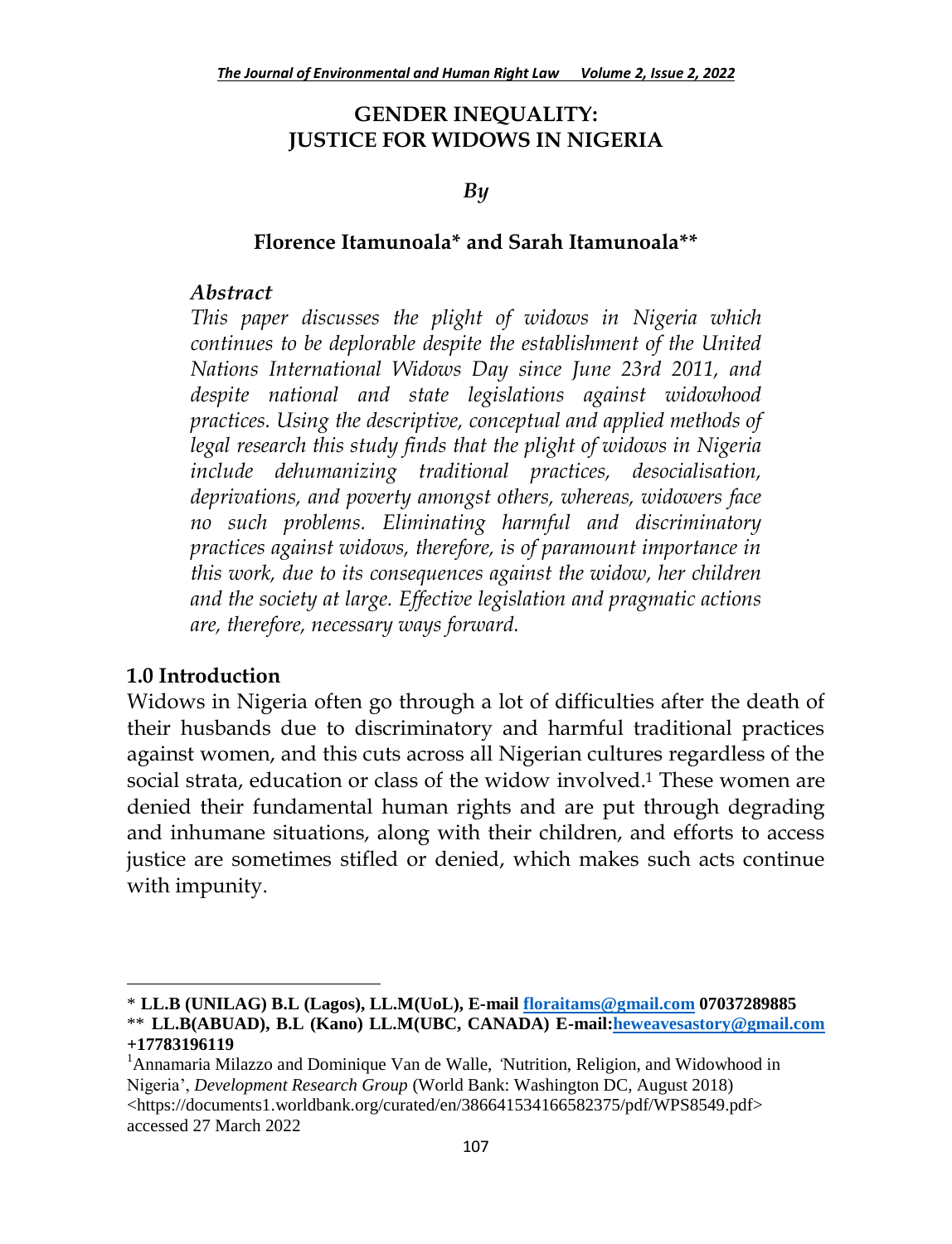# GENDER INEQUALITY: JUSTICE FOR WIDOWS IN NIGERIA

*By*

**Florence Itamunoala* and Sarah Itamunoala****

### *Abstract*

*This paper discusses the plight of widows in Nigeria which continues to be deplorable despite the establishment of the United Nations International Widows Day since June 23rd 2011, and despite national and state legislations against widowhood practices. Using the descriptive, conceptual and applied methods of legal research this study finds that the plight of widows in Nigeria include dehumanizing traditional practices, desocialisation, deprivations, and poverty amongst others, whereas, widowers face no such problems. Eliminating harmful and discriminatory practices against widows, therefore, is of paramount importance in this work, due to its consequences against the widow, her children and the society at large. Effective legislation and pragmatic actions are, therefore, necessary ways forward.*

## 1.0 Introduction

Widows in Nigeria often go through a lot of difficulties after the death of their husbands due to discriminatory and harmful traditional practices against women, and this cuts across all Nigerian cultures regardless of the social strata, education or class of the widow involved.[1] These women are denied their fundamental human rights and are put through degrading and inhumane situations, along with their children, and efforts to access justice are sometimes stifled or denied, which makes such acts continue with impunity.

---

\* **LL.B (UNILAG) B.L (Lagos), LL.M(UoL), E-mail floraitams@gmail.com 07037289885**

\** **LL.B(ABUAD), B.L (Kano) LL.M(UBC, CANADA) E-mail:heweavesastory@gmail.com +17783196119**

[1] Annamaria Milazzo and Dominique Van de Walle, 'Nutrition, Religion, and Widowhood in Nigeria', *Development Research Group* (World Bank: Washington DC, August 2018) <https://documents1.worldbank.org/curated/en/386641534166582375/pdf/WPS8549.pdf> accessed 27 March 2022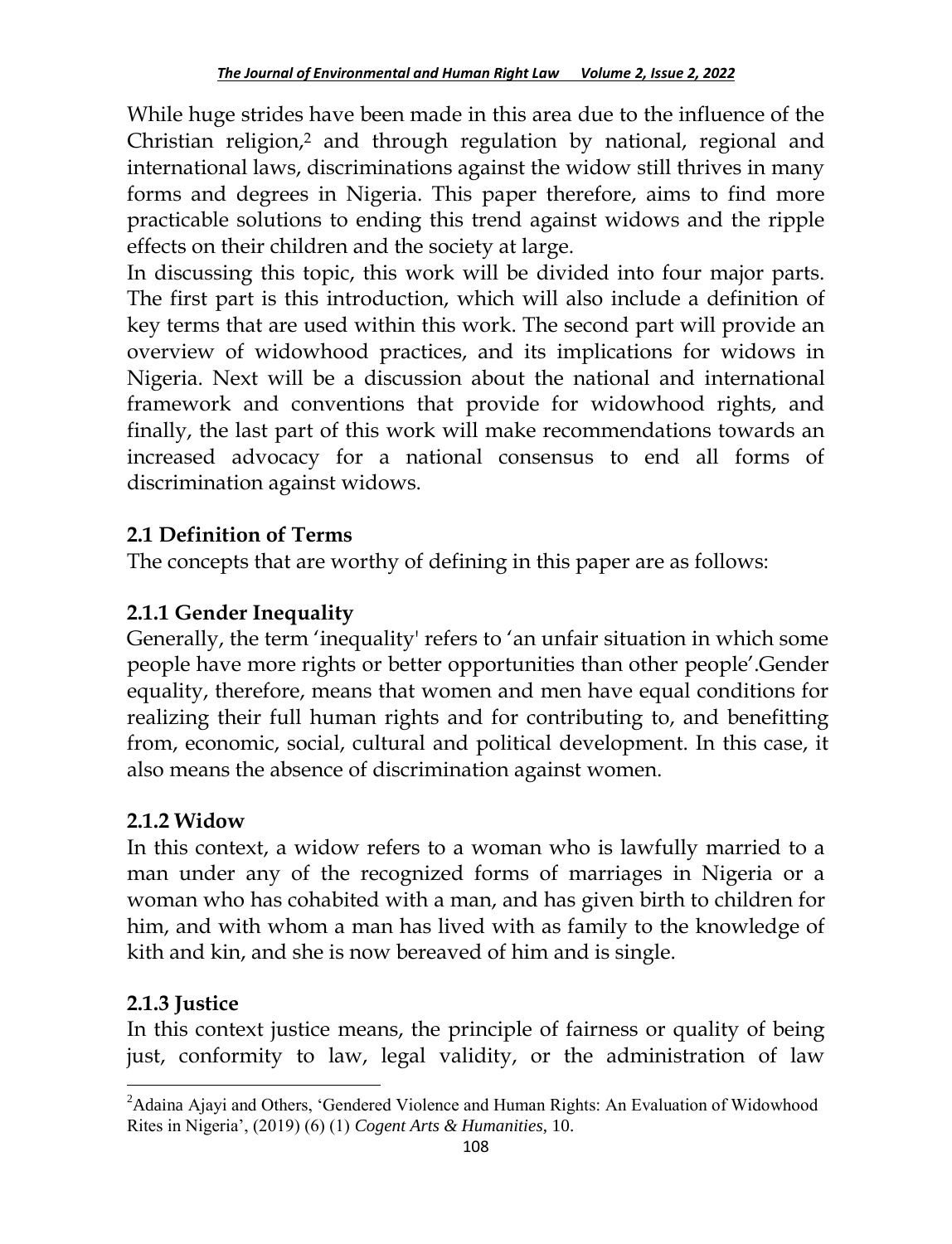While huge strides have been made in this area due to the influence of the Christian religion,[2] and through regulation by national, regional and international laws, discriminations against the widow still thrives in many forms and degrees in Nigeria. This paper therefore, aims to find more practicable solutions to ending this trend against widows and the ripple effects on their children and the society at large.

In discussing this topic, this work will be divided into four major parts. The first part is this introduction, which will also include a definition of key terms that are used within this work. The second part will provide an overview of widowhood practices, and its implications for widows in Nigeria. Next will be a discussion about the national and international framework and conventions that provide for widowhood rights, and finally, the last part of this work will make recommendations towards an increased advocacy for a national consensus to end all forms of discrimination against widows.

## 2.1 Definition of Terms

The concepts that are worthy of defining in this paper are as follows:

### 2.1.1 Gender Inequality

Generally, the term 'inequality' refers to 'an unfair situation in which some people have more rights or better opportunities than other people'.Gender equality, therefore, means that women and men have equal conditions for realizing their full human rights and for contributing to, and benefitting from, economic, social, cultural and political development. In this case, it also means the absence of discrimination against women.

### 2.1.2 Widow

In this context, a widow refers to a woman who is lawfully married to a man under any of the recognized forms of marriages in Nigeria or a woman who has cohabited with a man, and has given birth to children for him, and with whom a man has lived with as family to the knowledge of kith and kin, and she is now bereaved of him and is single.

### 2.1.3 Justice

In this context justice means, the principle of fairness or quality of being just, conformity to law, legal validity, or the administration of law

---

[2] Adaina Ajayi and Others, 'Gendered Violence and Human Rights: An Evaluation of Widowhood Rites in Nigeria', (2019) (6) (1) *Cogent Arts & Humanities*, 10.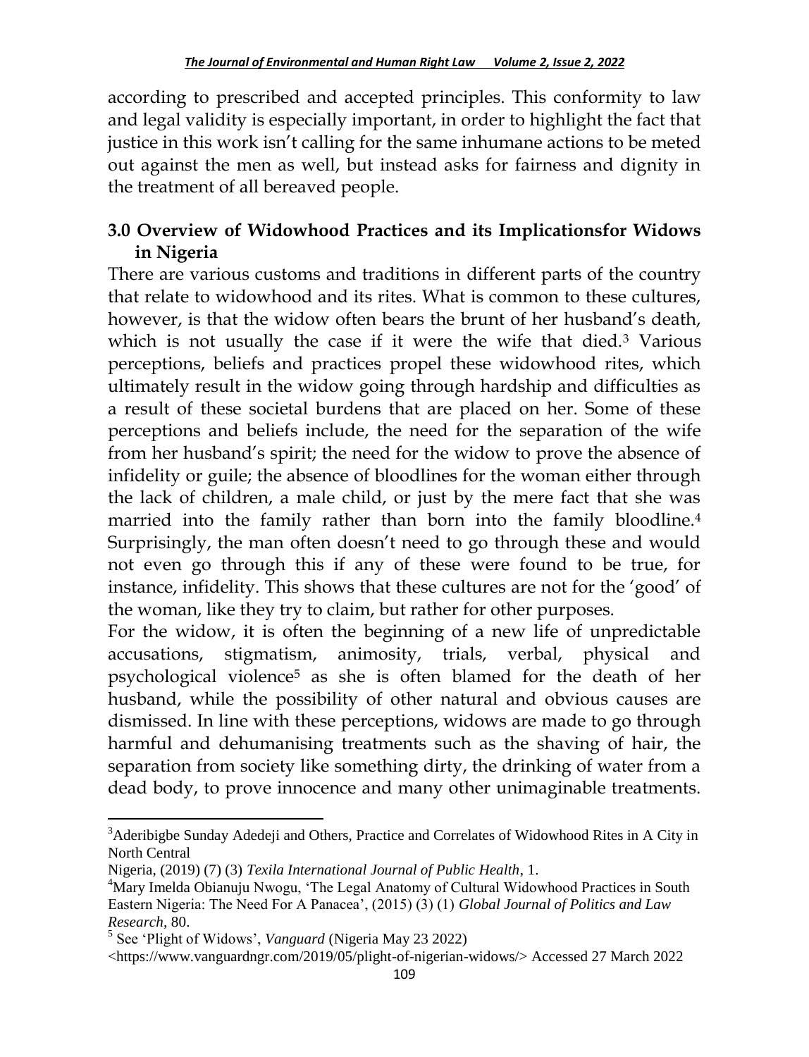according to prescribed and accepted principles. This conformity to law and legal validity is especially important, in order to highlight the fact that justice in this work isn't calling for the same inhumane actions to be meted out against the men as well, but instead asks for fairness and dignity in the treatment of all bereaved people.

## 3.0 Overview of Widowhood Practices and its Implicationsfor Widows in Nigeria

There are various customs and traditions in different parts of the country that relate to widowhood and its rites. What is common to these cultures, however, is that the widow often bears the brunt of her husband's death, which is not usually the case if it were the wife that died.[3] Various perceptions, beliefs and practices propel these widowhood rites, which ultimately result in the widow going through hardship and difficulties as a result of these societal burdens that are placed on her. Some of these perceptions and beliefs include, the need for the separation of the wife from her husband's spirit; the need for the widow to prove the absence of infidelity or guile; the absence of bloodlines for the woman either through the lack of children, a male child, or just by the mere fact that she was married into the family rather than born into the family bloodline.[4] Surprisingly, the man often doesn't need to go through these and would not even go through this if any of these were found to be true, for instance, infidelity. This shows that these cultures are not for the 'good' of the woman, like they try to claim, but rather for other purposes.

For the widow, it is often the beginning of a new life of unpredictable accusations, stigmatism, animosity, trials, verbal, physical and psychological violence[5] as she is often blamed for the death of her husband, while the possibility of other natural and obvious causes are dismissed. In line with these perceptions, widows are made to go through harmful and dehumanising treatments such as the shaving of hair, the separation from society like something dirty, the drinking of water from a dead body, to prove innocence and many other unimaginable treatments.

---

[3] Aderibigbe Sunday Adedeji and Others, Practice and Correlates of Widowhood Rites in A City in North Central Nigeria, (2019) (7) (3) *Texila International Journal of Public Health*, 1.

[4] Mary Imelda Obianuju Nwogu, 'The Legal Anatomy of Cultural Widowhood Practices in South Eastern Nigeria: The Need For A Panacea', (2015) (3) (1) *Global Journal of Politics and Law Research*, 80.

[5] See 'Plight of Widows', *Vanguard* (Nigeria May 23 2022) <https://www.vanguardngr.com/2019/05/plight-of-nigerian-widows/> Accessed 27 March 2022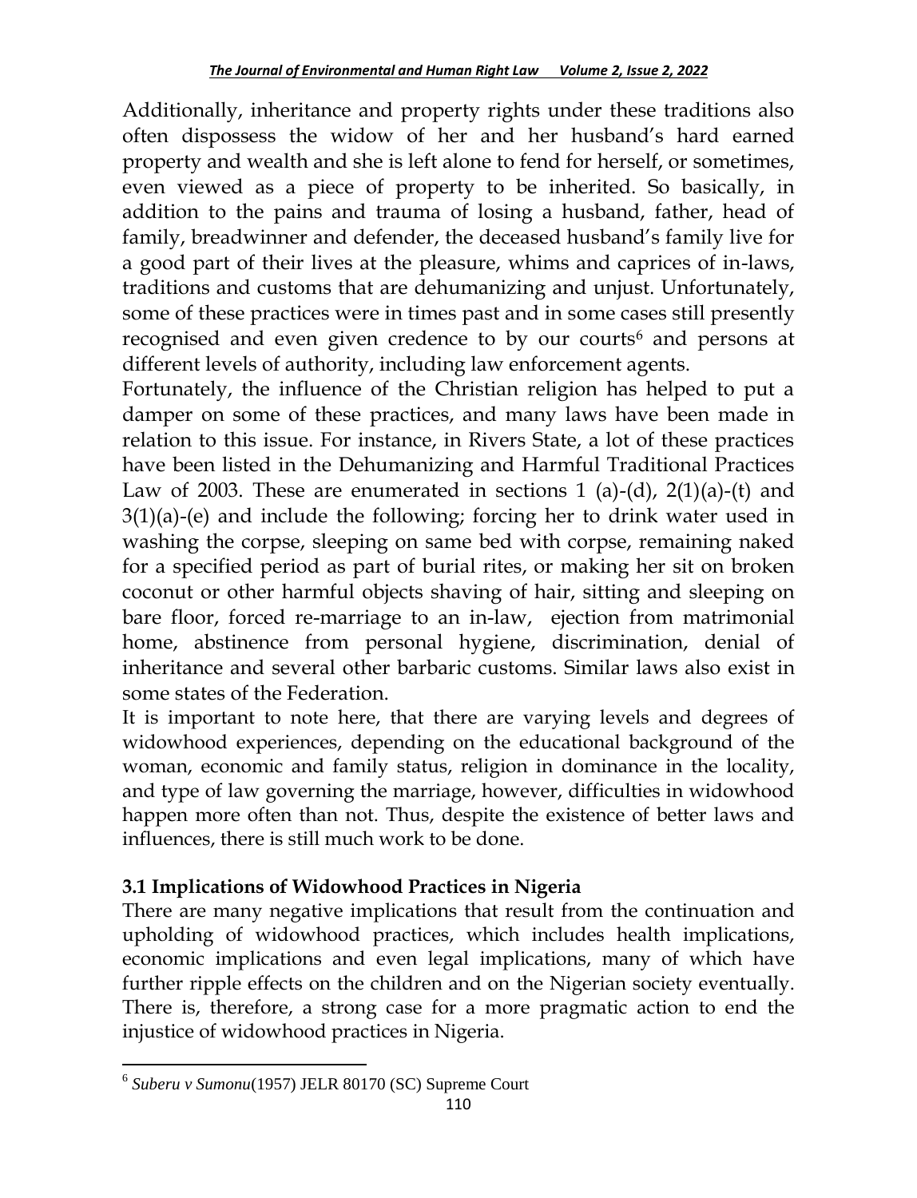Additionally, inheritance and property rights under these traditions also often dispossess the widow of her and her husband's hard earned property and wealth and she is left alone to fend for herself, or sometimes, even viewed as a piece of property to be inherited. So basically, in addition to the pains and trauma of losing a husband, father, head of family, breadwinner and defender, the deceased husband's family live for a good part of their lives at the pleasure, whims and caprices of in-laws, traditions and customs that are dehumanizing and unjust. Unfortunately, some of these practices were in times past and in some cases still presently recognised and even given credence to by our courts[6] and persons at different levels of authority, including law enforcement agents.

Fortunately, the influence of the Christian religion has helped to put a damper on some of these practices, and many laws have been made in relation to this issue. For instance, in Rivers State, a lot of these practices have been listed in the Dehumanizing and Harmful Traditional Practices Law of 2003. These are enumerated in sections 1 (a)-(d), 2(1)(a)-(t) and 3(1)(a)-(e) and include the following; forcing her to drink water used in washing the corpse, sleeping on same bed with corpse, remaining naked for a specified period as part of burial rites, or making her sit on broken coconut or other harmful objects shaving of hair, sitting and sleeping on bare floor, forced re-marriage to an in-law, ejection from matrimonial home, abstinence from personal hygiene, discrimination, denial of inheritance and several other barbaric customs. Similar laws also exist in some states of the Federation.

It is important to note here, that there are varying levels and degrees of widowhood experiences, depending on the educational background of the woman, economic and family status, religion in dominance in the locality, and type of law governing the marriage, however, difficulties in widowhood happen more often than not. Thus, despite the existence of better laws and influences, there is still much work to be done.

### 3.1 Implications of Widowhood Practices in Nigeria

There are many negative implications that result from the continuation and upholding of widowhood practices, which includes health implications, economic implications and even legal implications, many of which have further ripple effects on the children and on the Nigerian society eventually. There is, therefore, a strong case for a more pragmatic action to end the injustice of widowhood practices in Nigeria.

---

[6] *Suberu v Sumonu*(1957) JELR 80170 (SC) Supreme Court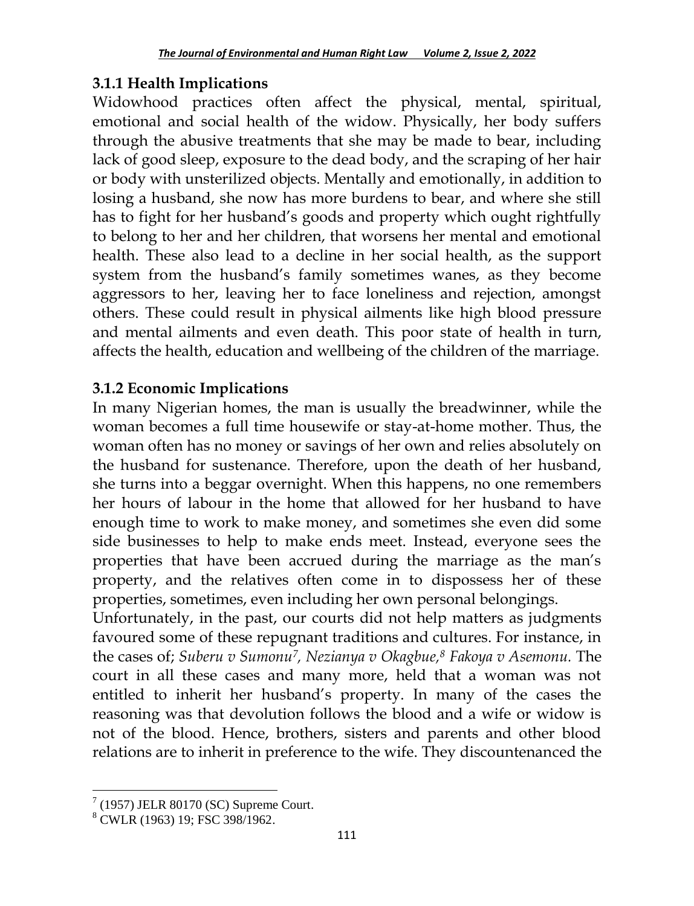### 3.1.1 Health Implications

Widowhood practices often affect the physical, mental, spiritual, emotional and social health of the widow. Physically, her body suffers through the abusive treatments that she may be made to bear, including lack of good sleep, exposure to the dead body, and the scraping of her hair or body with unsterilized objects. Mentally and emotionally, in addition to losing a husband, she now has more burdens to bear, and where she still has to fight for her husband's goods and property which ought rightfully to belong to her and her children, that worsens her mental and emotional health. These also lead to a decline in her social health, as the support system from the husband's family sometimes wanes, as they become aggressors to her, leaving her to face loneliness and rejection, amongst others. These could result in physical ailments like high blood pressure and mental ailments and even death. This poor state of health in turn, affects the health, education and wellbeing of the children of the marriage.

### 3.1.2 Economic Implications

In many Nigerian homes, the man is usually the breadwinner, while the woman becomes a full time housewife or stay-at-home mother. Thus, the woman often has no money or savings of her own and relies absolutely on the husband for sustenance. Therefore, upon the death of her husband, she turns into a beggar overnight. When this happens, no one remembers her hours of labour in the home that allowed for her husband to have enough time to work to make money, and sometimes she even did some side businesses to help to make ends meet. Instead, everyone sees the properties that have been accrued during the marriage as the man's property, and the relatives often come in to dispossess her of these properties, sometimes, even including her own personal belongings.

Unfortunately, in the past, our courts did not help matters as judgments favoured some of these repugnant traditions and cultures. For instance, in the cases of; *Suberu v Sumonu*[7], *Nezianya v Okagbue*,[8] *Fakoya v Asemonu.* The court in all these cases and many more, held that a woman was not entitled to inherit her husband's property. In many of the cases the reasoning was that devolution follows the blood and a wife or widow is not of the blood. Hence, brothers, sisters and parents and other blood relations are to inherit in preference to the wife. They discountenanced the

---

[7] (1957) JELR 80170 (SC) Supreme Court.

[8] CWLR (1963) 19; FSC 398/1962.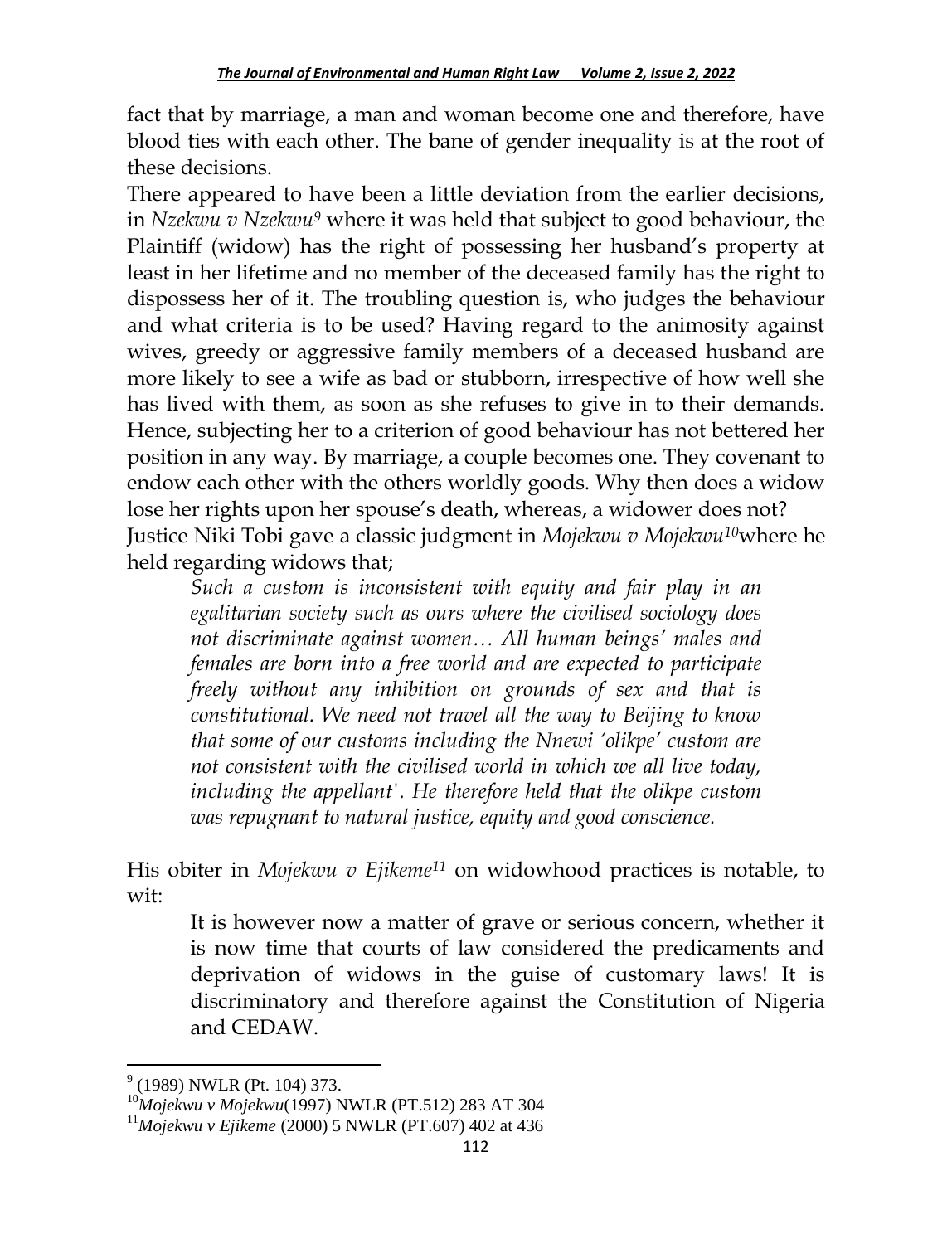fact that by marriage, a man and woman become one and therefore, have blood ties with each other. The bane of gender inequality is at the root of these decisions.

There appeared to have been a little deviation from the earlier decisions, in *Nzekwu v Nzekwu*[9] where it was held that subject to good behaviour, the Plaintiff (widow) has the right of possessing her husband's property at least in her lifetime and no member of the deceased family has the right to dispossess her of it. The troubling question is, who judges the behaviour and what criteria is to be used? Having regard to the animosity against wives, greedy or aggressive family members of a deceased husband are more likely to see a wife as bad or stubborn, irrespective of how well she has lived with them, as soon as she refuses to give in to their demands. Hence, subjecting her to a criterion of good behaviour has not bettered her position in any way. By marriage, a couple becomes one. They covenant to endow each other with the others worldly goods. Why then does a widow lose her rights upon her spouse's death, whereas, a widower does not?

Justice Niki Tobi gave a classic judgment in *Mojekwu v Mojekwu*[10]where he held regarding widows that;

> *Such a custom is inconsistent with equity and fair play in an egalitarian society such as ours where the civilised sociology does not discriminate against women… All human beings' males and females are born into a free world and are expected to participate freely without any inhibition on grounds of sex and that is constitutional. We need not travel all the way to Beijing to know that some of our customs including the Nnewi 'olikpe' custom are not consistent with the civilised world in which we all live today, including the appellant'. He therefore held that the olikpe custom was repugnant to natural justice, equity and good conscience.*

His obiter in *Mojekwu v Ejikeme*[11] on widowhood practices is notable, to wit:

> It is however now a matter of grave or serious concern, whether it is now time that courts of law considered the predicaments and deprivation of widows in the guise of customary laws! It is discriminatory and therefore against the Constitution of Nigeria and CEDAW.

---

[9] (1989) NWLR (Pt. 104) 373.

[10] *Mojekwu v Mojekwu*(1997) NWLR (PT.512) 283 AT 304

[11] *Mojekwu v Ejikeme* (2000) 5 NWLR (PT.607) 402 at 436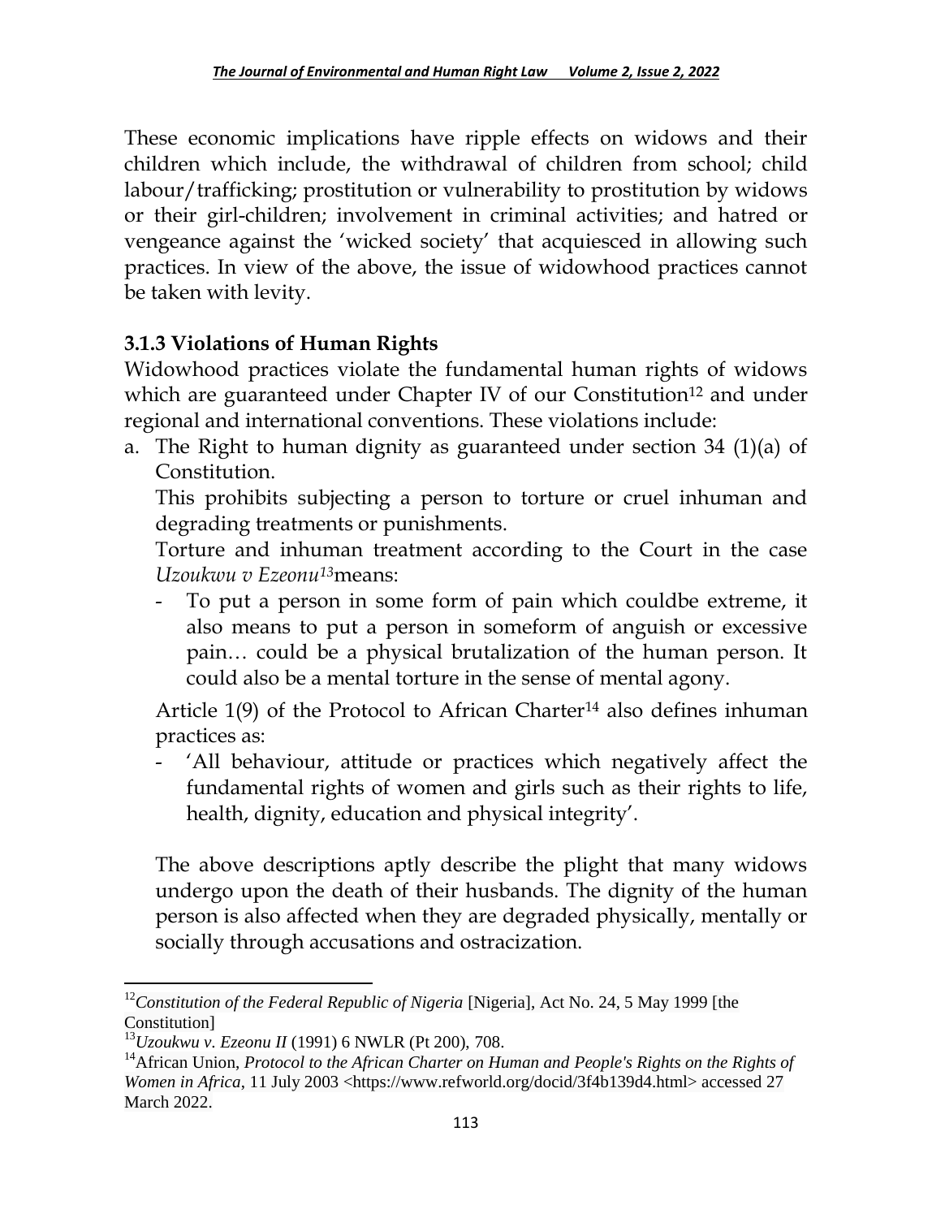These economic implications have ripple effects on widows and their children which include, the withdrawal of children from school; child labour/trafficking; prostitution or vulnerability to prostitution by widows or their girl-children; involvement in criminal activities; and hatred or vengeance against the 'wicked society' that acquiesced in allowing such practices. In view of the above, the issue of widowhood practices cannot be taken with levity.

### 3.1.3 Violations of Human Rights

Widowhood practices violate the fundamental human rights of widows which are guaranteed under Chapter IV of our Constitution[12] and under regional and international conventions. These violations include:

a. The Right to human dignity as guaranteed under section 34 (1)(a) of Constitution.

   This prohibits subjecting a person to torture or cruel inhuman and degrading treatments or punishments.

   Torture and inhuman treatment according to the Court in the case *Uzoukwu v Ezeonu*[13] means:

   - To put a person in some form of pain which couldbe extreme, it also means to put a person in someform of anguish or excessive pain… could be a physical brutalization of the human person. It could also be a mental torture in the sense of mental agony.

   Article 1(9) of the Protocol to African Charter[14] also defines inhuman practices as:

   - 'All behaviour, attitude or practices which negatively affect the fundamental rights of women and girls such as their rights to life, health, dignity, education and physical integrity'.

   The above descriptions aptly describe the plight that many widows undergo upon the death of their husbands. The dignity of the human person is also affected when they are degraded physically, mentally or socially through accusations and ostracization.

---

[12] *Constitution of the Federal Republic of Nigeria* [Nigeria], Act No. 24, 5 May 1999 [the Constitution]

[13] *Uzoukwu v. Ezeonu II* (1991) 6 NWLR (Pt 200), 708.

[14] African Union, *Protocol to the African Charter on Human and People's Rights on the Rights of Women in Africa*, 11 July 2003 <https://www.refworld.org/docid/3f4b139d4.html> accessed 27 March 2022.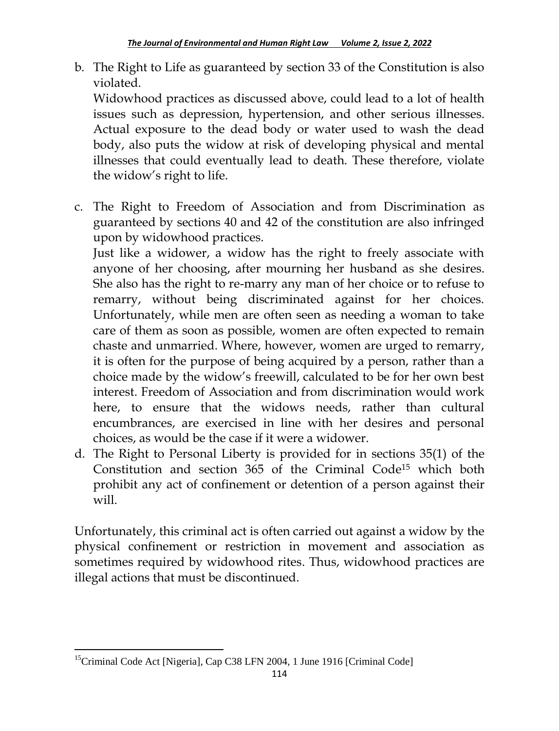b. The Right to Life as guaranteed by section 33 of the Constitution is also violated.

   Widowhood practices as discussed above, could lead to a lot of health issues such as depression, hypertension, and other serious illnesses. Actual exposure to the dead body or water used to wash the dead body, also puts the widow at risk of developing physical and mental illnesses that could eventually lead to death. These therefore, violate the widow's right to life.

c. The Right to Freedom of Association and from Discrimination as guaranteed by sections 40 and 42 of the constitution are also infringed upon by widowhood practices.

   Just like a widower, a widow has the right to freely associate with anyone of her choosing, after mourning her husband as she desires. She also has the right to re-marry any man of her choice or to refuse to remarry, without being discriminated against for her choices. Unfortunately, while men are often seen as needing a woman to take care of them as soon as possible, women are often expected to remain chaste and unmarried. Where, however, women are urged to remarry, it is often for the purpose of being acquired by a person, rather than a choice made by the widow's freewill, calculated to be for her own best interest. Freedom of Association and from discrimination would work here, to ensure that the widows needs, rather than cultural encumbrances, are exercised in line with her desires and personal choices, as would be the case if it were a widower.

d. The Right to Personal Liberty is provided for in sections 35(1) of the Constitution and section 365 of the Criminal Code[15] which both prohibit any act of confinement or detention of a person against their will.

Unfortunately, this criminal act is often carried out against a widow by the physical confinement or restriction in movement and association as sometimes required by widowhood rites. Thus, widowhood practices are illegal actions that must be discontinued.

[15] Criminal Code Act [Nigeria], Cap C38 LFN 2004, 1 June 1916 [Criminal Code]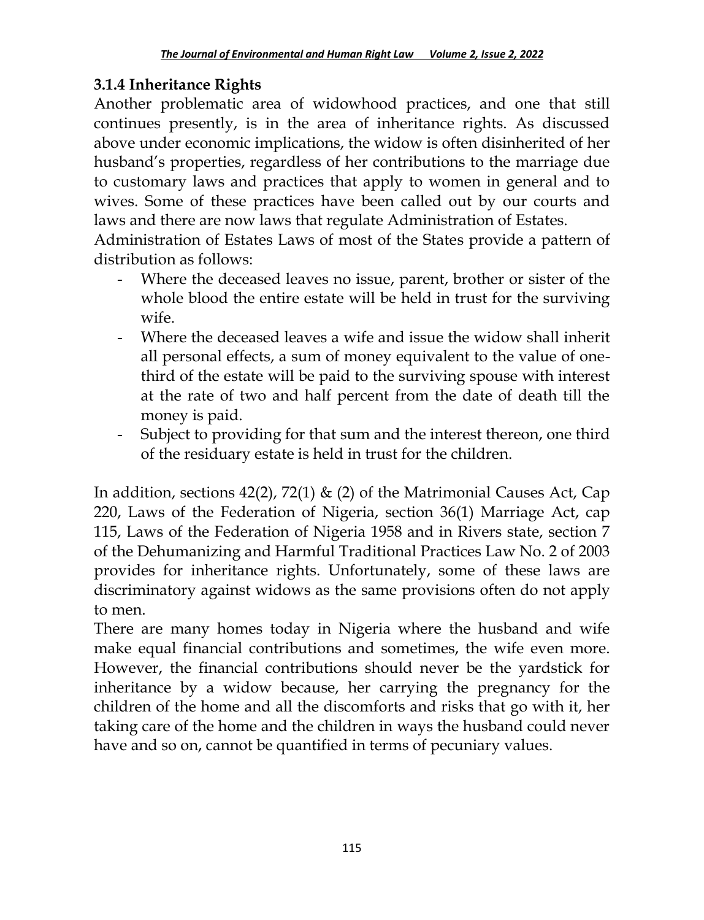### 3.1.4 Inheritance Rights

Another problematic area of widowhood practices, and one that still continues presently, is in the area of inheritance rights. As discussed above under economic implications, the widow is often disinherited of her husband's properties, regardless of her contributions to the marriage due to customary laws and practices that apply to women in general and to wives. Some of these practices have been called out by our courts and laws and there are now laws that regulate Administration of Estates.

Administration of Estates Laws of most of the States provide a pattern of distribution as follows:

- Where the deceased leaves no issue, parent, brother or sister of the whole blood the entire estate will be held in trust for the surviving wife.
- Where the deceased leaves a wife and issue the widow shall inherit all personal effects, a sum of money equivalent to the value of one-third of the estate will be paid to the surviving spouse with interest at the rate of two and half percent from the date of death till the money is paid.
- Subject to providing for that sum and the interest thereon, one third of the residuary estate is held in trust for the children.

In addition, sections 42(2), 72(1) & (2) of the Matrimonial Causes Act, Cap 220, Laws of the Federation of Nigeria, section 36(1) Marriage Act, cap 115, Laws of the Federation of Nigeria 1958 and in Rivers state, section 7 of the Dehumanizing and Harmful Traditional Practices Law No. 2 of 2003 provides for inheritance rights. Unfortunately, some of these laws are discriminatory against widows as the same provisions often do not apply to men.

There are many homes today in Nigeria where the husband and wife make equal financial contributions and sometimes, the wife even more. However, the financial contributions should never be the yardstick for inheritance by a widow because, her carrying the pregnancy for the children of the home and all the discomforts and risks that go with it, her taking care of the home and the children in ways the husband could never have and so on, cannot be quantified in terms of pecuniary values.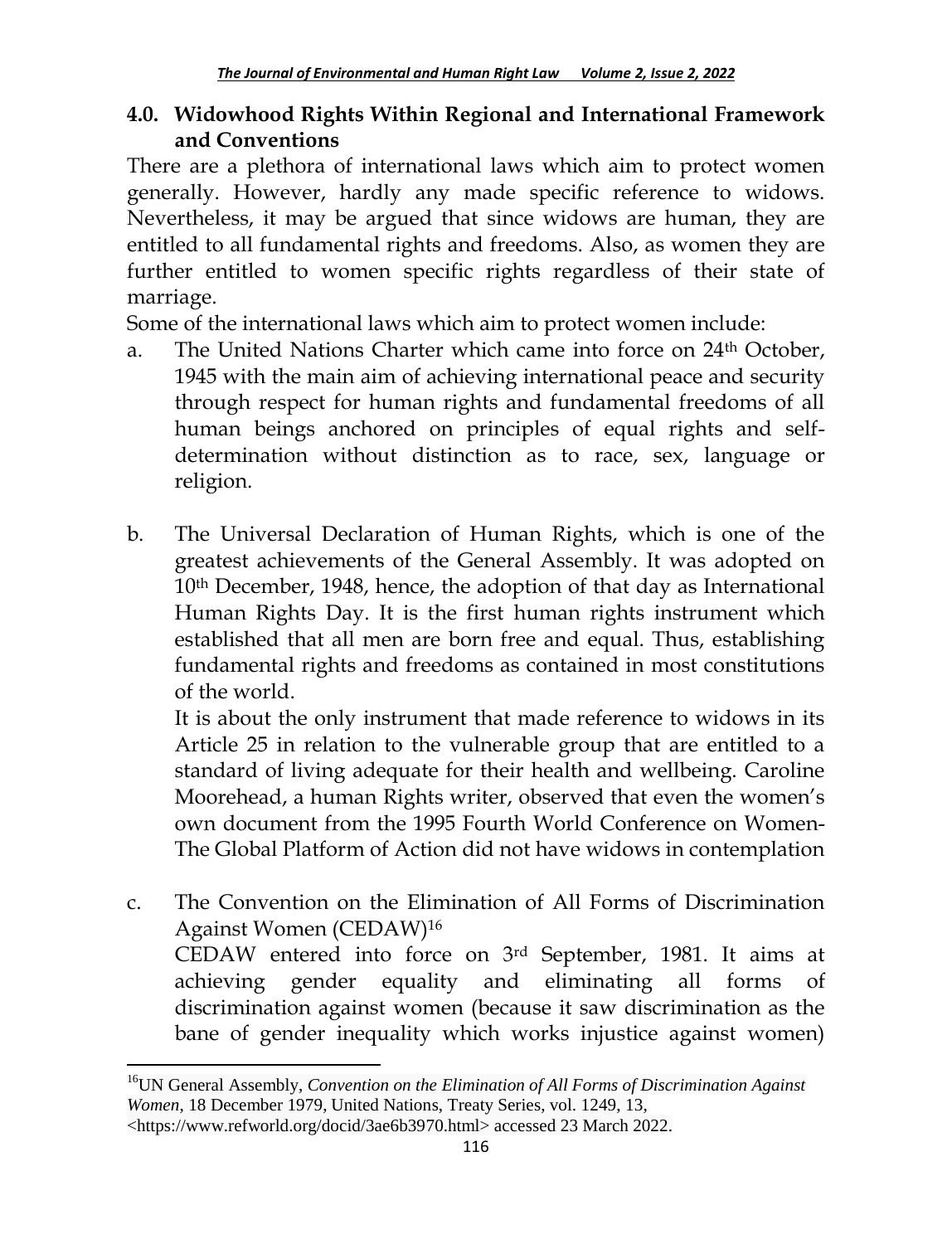## 4.0. Widowhood Rights Within Regional and International Framework and Conventions

There are a plethora of international laws which aim to protect women generally. However, hardly any made specific reference to widows. Nevertheless, it may be argued that since widows are human, they are entitled to all fundamental rights and freedoms. Also, as women they are further entitled to women specific rights regardless of their state of marriage.

Some of the international laws which aim to protect women include:

a. The United Nations Charter which came into force on 24th October, 1945 with the main aim of achieving international peace and security through respect for human rights and fundamental freedoms of all human beings anchored on principles of equal rights and self-determination without distinction as to race, sex, language or religion.

b. The Universal Declaration of Human Rights, which is one of the greatest achievements of the General Assembly. It was adopted on 10th December, 1948, hence, the adoption of that day as International Human Rights Day. It is the first human rights instrument which established that all men are born free and equal. Thus, establishing fundamental rights and freedoms as contained in most constitutions of the world.

   It is about the only instrument that made reference to widows in its Article 25 in relation to the vulnerable group that are entitled to a standard of living adequate for their health and wellbeing. Caroline Moorehead, a human Rights writer, observed that even the women's own document from the 1995 Fourth World Conference on Women-The Global Platform of Action did not have widows in contemplation

c. The Convention on the Elimination of All Forms of Discrimination Against Women (CEDAW)[16]

   CEDAW entered into force on 3rd September, 1981. It aims at achieving gender equality and eliminating all forms of discrimination against women (because it saw discrimination as the bane of gender inequality which works injustice against women)

---

[16] UN General Assembly, *Convention on the Elimination of All Forms of Discrimination Against Women*, 18 December 1979, United Nations, Treaty Series, vol. 1249, 13, <https://www.refworld.org/docid/3ae6b3970.html> accessed 23 March 2022.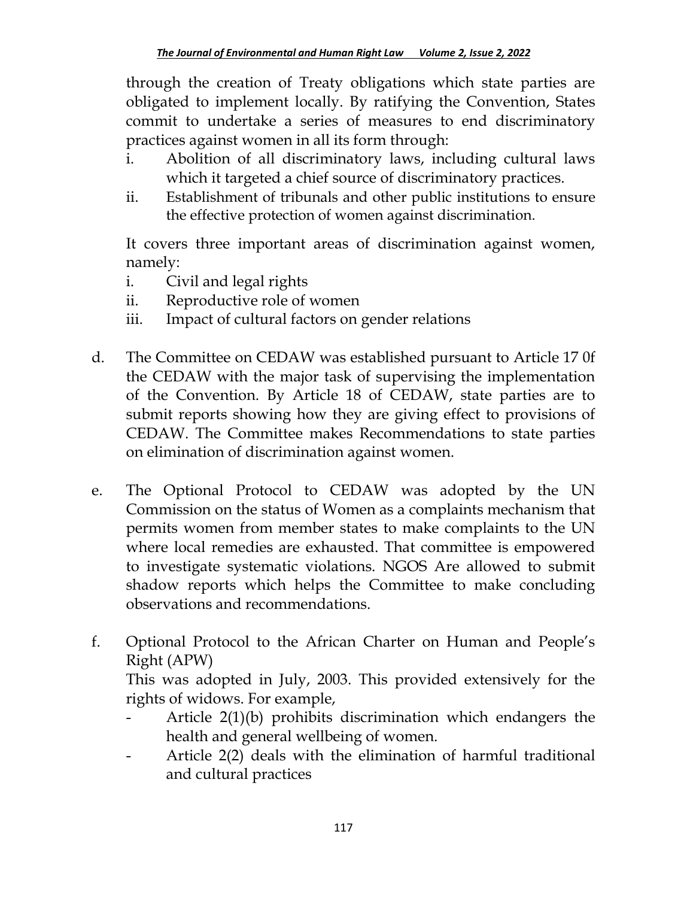through the creation of Treaty obligations which state parties are obligated to implement locally. By ratifying the Convention, States commit to undertake a series of measures to end discriminatory practices against women in all its form through:

i. Abolition of all discriminatory laws, including cultural laws which it targeted a chief source of discriminatory practices.
ii. Establishment of tribunals and other public institutions to ensure the effective protection of women against discrimination.

It covers three important areas of discrimination against women, namely:

i. Civil and legal rights
ii. Reproductive role of women
iii. Impact of cultural factors on gender relations

d. The Committee on CEDAW was established pursuant to Article 17 0f the CEDAW with the major task of supervising the implementation of the Convention. By Article 18 of CEDAW, state parties are to submit reports showing how they are giving effect to provisions of CEDAW. The Committee makes Recommendations to state parties on elimination of discrimination against women.

e. The Optional Protocol to CEDAW was adopted by the UN Commission on the status of Women as a complaints mechanism that permits women from member states to make complaints to the UN where local remedies are exhausted. That committee is empowered to investigate systematic violations. NGOS Are allowed to submit shadow reports which helps the Committee to make concluding observations and recommendations.

f. Optional Protocol to the African Charter on Human and People's Right (APW)

This was adopted in July, 2003. This provided extensively for the rights of widows. For example,

- Article 2(1)(b) prohibits discrimination which endangers the health and general wellbeing of women.
- Article 2(2) deals with the elimination of harmful traditional and cultural practices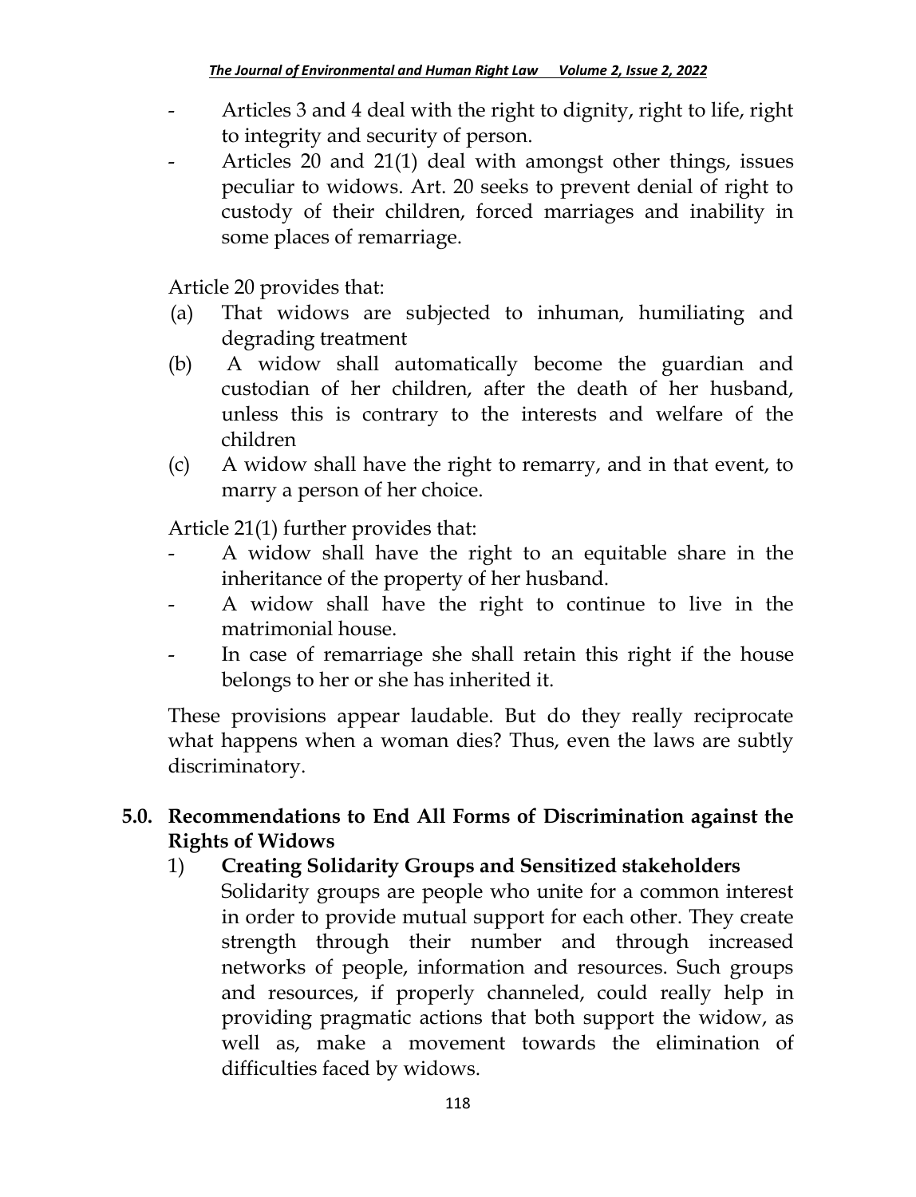- Articles 3 and 4 deal with the right to dignity, right to life, right to integrity and security of person.
- Articles 20 and 21(1) deal with amongst other things, issues peculiar to widows. Art. 20 seeks to prevent denial of right to custody of their children, forced marriages and inability in some places of remarriage.

Article 20 provides that:

(a) That widows are subjected to inhuman, humiliating and degrading treatment
(b) A widow shall automatically become the guardian and custodian of her children, after the death of her husband, unless this is contrary to the interests and welfare of the children
(c) A widow shall have the right to remarry, and in that event, to marry a person of her choice.

Article 21(1) further provides that:

- A widow shall have the right to an equitable share in the inheritance of the property of her husband.
- A widow shall have the right to continue to live in the matrimonial house.
- In case of remarriage she shall retain this right if the house belongs to her or she has inherited it.

These provisions appear laudable. But do they really reciprocate what happens when a woman dies? Thus, even the laws are subtly discriminatory.

## 5.0. Recommendations to End All Forms of Discrimination against the Rights of Widows

1) **Creating Solidarity Groups and Sensitized stakeholders**
   Solidarity groups are people who unite for a common interest in order to provide mutual support for each other. They create strength through their number and through increased networks of people, information and resources. Such groups and resources, if properly channeled, could really help in providing pragmatic actions that both support the widow, as well as, make a movement towards the elimination of difficulties faced by widows.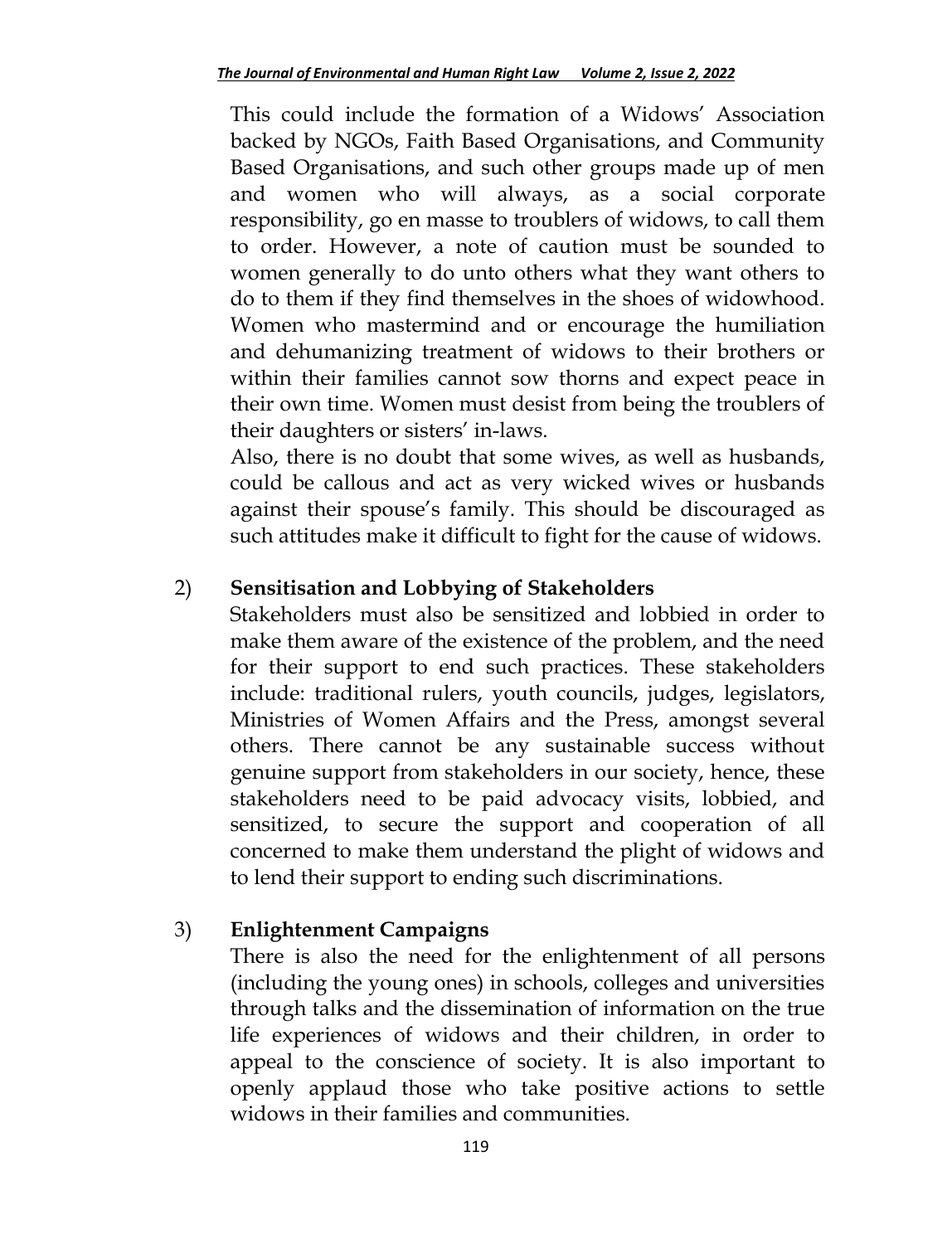This could include the formation of a Widows' Association backed by NGOs, Faith Based Organisations, and Community Based Organisations, and such other groups made up of men and women who will always, as a social corporate responsibility, go en masse to troublers of widows, to call them to order. However, a note of caution must be sounded to women generally to do unto others what they want others to do to them if they find themselves in the shoes of widowhood. Women who mastermind and or encourage the humiliation and dehumanizing treatment of widows to their brothers or within their families cannot sow thorns and expect peace in their own time. Women must desist from being the troublers of their daughters or sisters' in-laws.

Also, there is no doubt that some wives, as well as husbands, could be callous and act as very wicked wives or husbands against their spouse's family. This should be discouraged as such attitudes make it difficult to fight for the cause of widows.

2) **Sensitisation and Lobbying of Stakeholders**

Stakeholders must also be sensitized and lobbied in order to make them aware of the existence of the problem, and the need for their support to end such practices. These stakeholders include: traditional rulers, youth councils, judges, legislators, Ministries of Women Affairs and the Press, amongst several others. There cannot be any sustainable success without genuine support from stakeholders in our society, hence, these stakeholders need to be paid advocacy visits, lobbied, and sensitized, to secure the support and cooperation of all concerned to make them understand the plight of widows and to lend their support to ending such discriminations.

3) **Enlightenment Campaigns**

There is also the need for the enlightenment of all persons (including the young ones) in schools, colleges and universities through talks and the dissemination of information on the true life experiences of widows and their children, in order to appeal to the conscience of society. It is also important to openly applaud those who take positive actions to settle widows in their families and communities.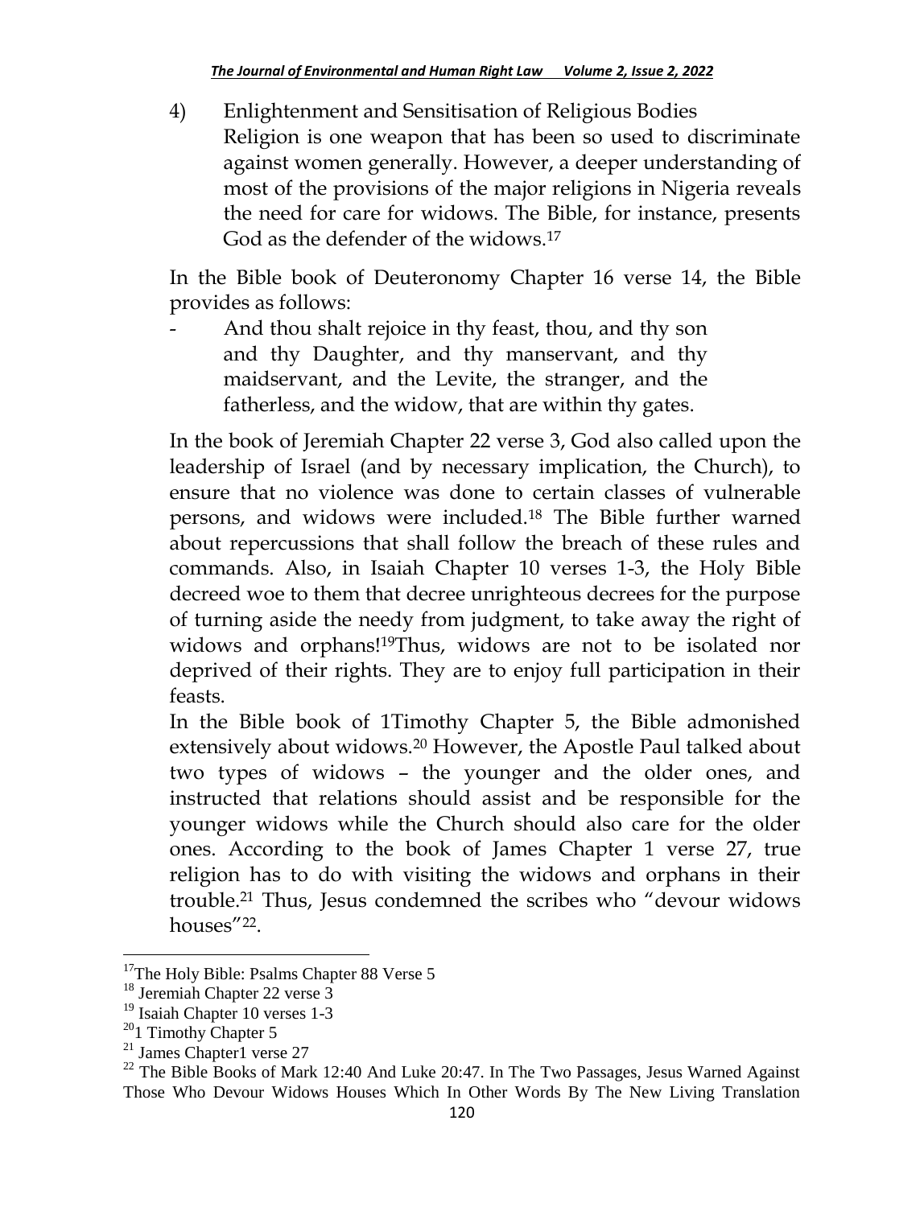4) Enlightenment and Sensitisation of Religious Bodies

Religion is one weapon that has been so used to discriminate against women generally. However, a deeper understanding of most of the provisions of the major religions in Nigeria reveals the need for care for widows. The Bible, for instance, presents God as the defender of the widows.[17]

In the Bible book of Deuteronomy Chapter 16 verse 14, the Bible provides as follows:

- And thou shalt rejoice in thy feast, thou, and thy son and thy Daughter, and thy manservant, and thy maidservant, and the Levite, the stranger, and the fatherless, and the widow, that are within thy gates.

In the book of Jeremiah Chapter 22 verse 3, God also called upon the leadership of Israel (and by necessary implication, the Church), to ensure that no violence was done to certain classes of vulnerable persons, and widows were included.[18] The Bible further warned about repercussions that shall follow the breach of these rules and commands. Also, in Isaiah Chapter 10 verses 1-3, the Holy Bible decreed woe to them that decree unrighteous decrees for the purpose of turning aside the needy from judgment, to take away the right of widows and orphans![19]Thus, widows are not to be isolated nor deprived of their rights. They are to enjoy full participation in their feasts.

In the Bible book of 1Timothy Chapter 5, the Bible admonished extensively about widows.[20] However, the Apostle Paul talked about two types of widows – the younger and the older ones, and instructed that relations should assist and be responsible for the younger widows while the Church should also care for the older ones. According to the book of James Chapter 1 verse 27, true religion has to do with visiting the widows and orphans in their trouble.[21] Thus, Jesus condemned the scribes who "devour widows houses"[22].

---

[17]The Holy Bible: Psalms Chapter 88 Verse 5

[18] Jeremiah Chapter 22 verse 3

[19] Isaiah Chapter 10 verses 1-3

[20]1 Timothy Chapter 5

[21] James Chapter1 verse 27

[22] The Bible Books of Mark 12:40 And Luke 20:47. In The Two Passages, Jesus Warned Against Those Who Devour Widows Houses Which In Other Words By The New Living Translation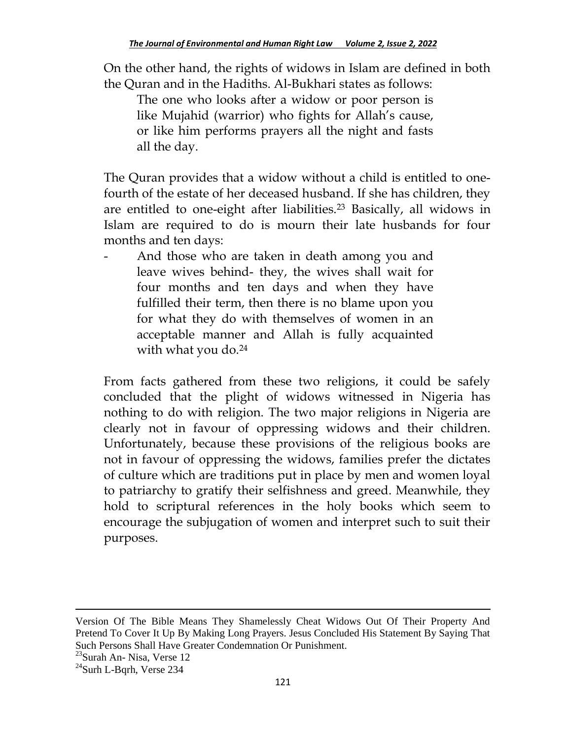On the other hand, the rights of widows in Islam are defined in both the Quran and in the Hadiths. Al-Bukhari states as follows:

> The one who looks after a widow or poor person is like Mujahid (warrior) who fights for Allah's cause, or like him performs prayers all the night and fasts all the day.

The Quran provides that a widow without a child is entitled to one-fourth of the estate of her deceased husband. If she has children, they are entitled to one-eight after liabilities.[23] Basically, all widows in Islam are required to do is mourn their late husbands for four months and ten days:

- And those who are taken in death among you and leave wives behind- they, the wives shall wait for four months and ten days and when they have fulfilled their term, then there is no blame upon you for what they do with themselves of women in an acceptable manner and Allah is fully acquainted with what you do.[24]

From facts gathered from these two religions, it could be safely concluded that the plight of widows witnessed in Nigeria has nothing to do with religion. The two major religions in Nigeria are clearly not in favour of oppressing widows and their children. Unfortunately, because these provisions of the religious books are not in favour of oppressing the widows, families prefer the dictates of culture which are traditions put in place by men and women loyal to patriarchy to gratify their selfishness and greed. Meanwhile, they hold to scriptural references in the holy books which seem to encourage the subjugation of women and interpret such to suit their purposes.

---

Version Of The Bible Means They Shamelessly Cheat Widows Out Of Their Property And Pretend To Cover It Up By Making Long Prayers. Jesus Concluded His Statement By Saying That Such Persons Shall Have Greater Condemnation Or Punishment.

[23]Surah An- Nisa, Verse 12

[24]Surh L-Bqrh, Verse 234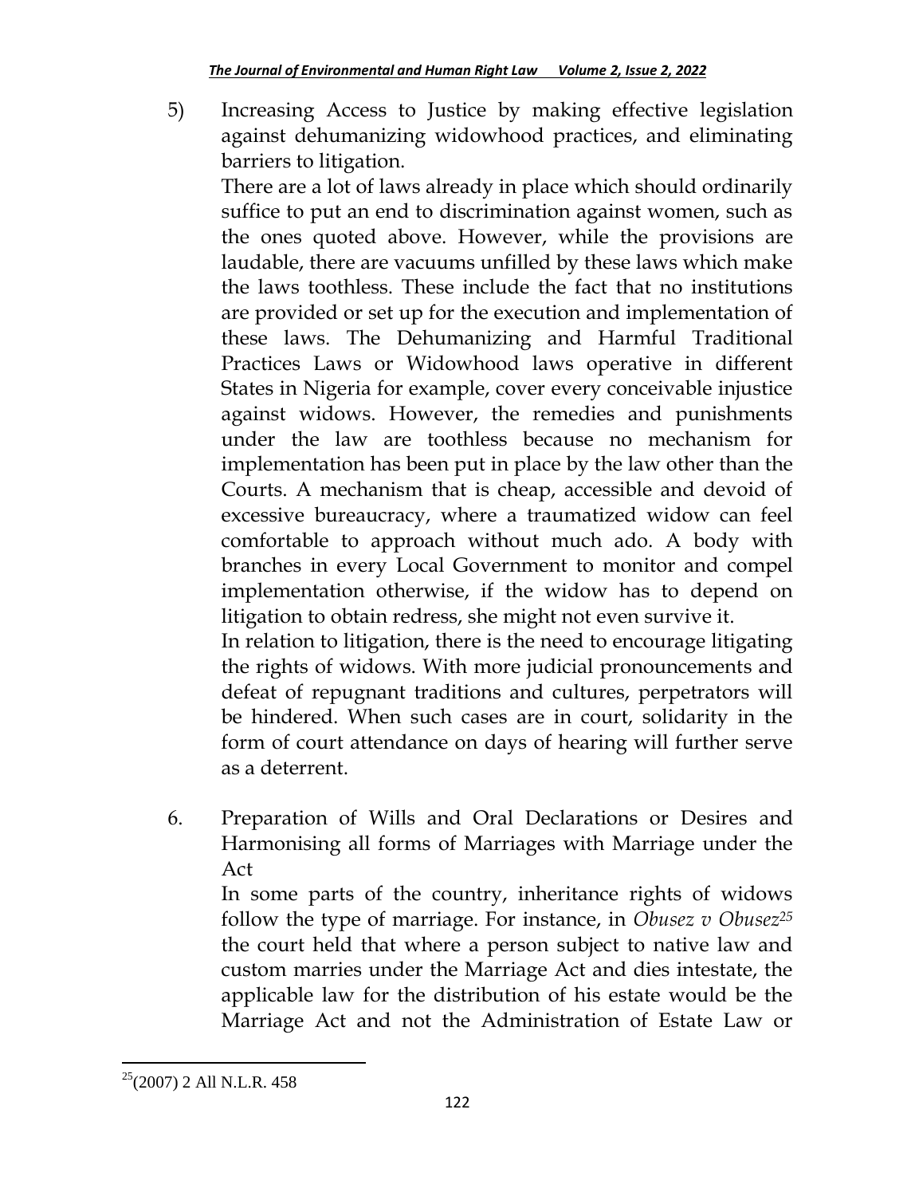5) Increasing Access to Justice by making effective legislation against dehumanizing widowhood practices, and eliminating barriers to litigation.

   There are a lot of laws already in place which should ordinarily suffice to put an end to discrimination against women, such as the ones quoted above. However, while the provisions are laudable, there are vacuums unfilled by these laws which make the laws toothless. These include the fact that no institutions are provided or set up for the execution and implementation of these laws. The Dehumanizing and Harmful Traditional Practices Laws or Widowhood laws operative in different States in Nigeria for example, cover every conceivable injustice against widows. However, the remedies and punishments under the law are toothless because no mechanism for implementation has been put in place by the law other than the Courts. A mechanism that is cheap, accessible and devoid of excessive bureaucracy, where a traumatized widow can feel comfortable to approach without much ado. A body with branches in every Local Government to monitor and compel implementation otherwise, if the widow has to depend on litigation to obtain redress, she might not even survive it.

   In relation to litigation, there is the need to encourage litigating the rights of widows. With more judicial pronouncements and defeat of repugnant traditions and cultures, perpetrators will be hindered. When such cases are in court, solidarity in the form of court attendance on days of hearing will further serve as a deterrent.

6. Preparation of Wills and Oral Declarations or Desires and Harmonising all forms of Marriages with Marriage under the Act

   In some parts of the country, inheritance rights of widows follow the type of marriage. For instance, in *Obusez v Obusez*[25] the court held that where a person subject to native law and custom marries under the Marriage Act and dies intestate, the applicable law for the distribution of his estate would be the Marriage Act and not the Administration of Estate Law or

[25] (2007) 2 All N.L.R. 458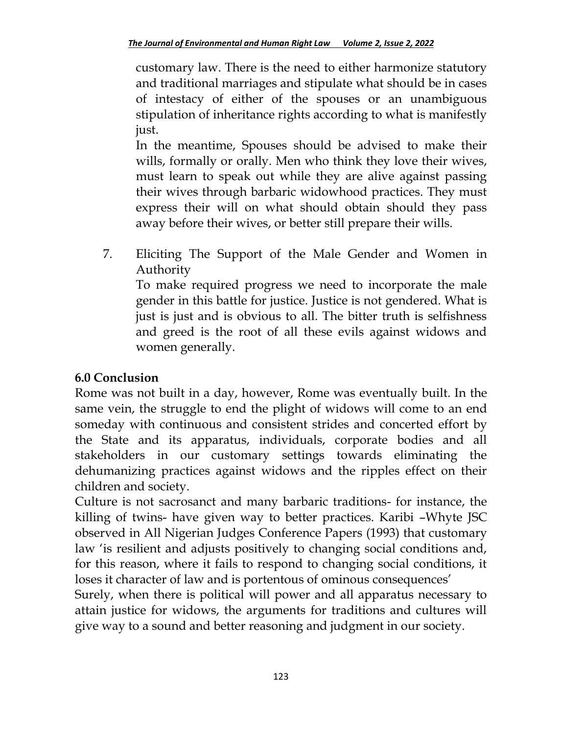customary law. There is the need to either harmonize statutory and traditional marriages and stipulate what should be in cases of intestacy of either of the spouses or an unambiguous stipulation of inheritance rights according to what is manifestly just.

In the meantime, Spouses should be advised to make their wills, formally or orally. Men who think they love their wives, must learn to speak out while they are alive against passing their wives through barbaric widowhood practices. They must express their will on what should obtain should they pass away before their wives, or better still prepare their wills.

7. Eliciting The Support of the Male Gender and Women in Authority

   To make required progress we need to incorporate the male gender in this battle for justice. Justice is not gendered. What is just is just and is obvious to all. The bitter truth is selfishness and greed is the root of all these evils against widows and women generally.

## 6.0 Conclusion

Rome was not built in a day, however, Rome was eventually built. In the same vein, the struggle to end the plight of widows will come to an end someday with continuous and consistent strides and concerted effort by the State and its apparatus, individuals, corporate bodies and all stakeholders in our customary settings towards eliminating the dehumanizing practices against widows and the ripples effect on their children and society.

Culture is not sacrosanct and many barbaric traditions- for instance, the killing of twins- have given way to better practices. Karibi –Whyte JSC observed in All Nigerian Judges Conference Papers (1993) that customary law 'is resilient and adjusts positively to changing social conditions and, for this reason, where it fails to respond to changing social conditions, it loses it character of law and is portentous of ominous consequences'

Surely, when there is political will power and all apparatus necessary to attain justice for widows, the arguments for traditions and cultures will give way to a sound and better reasoning and judgment in our society.